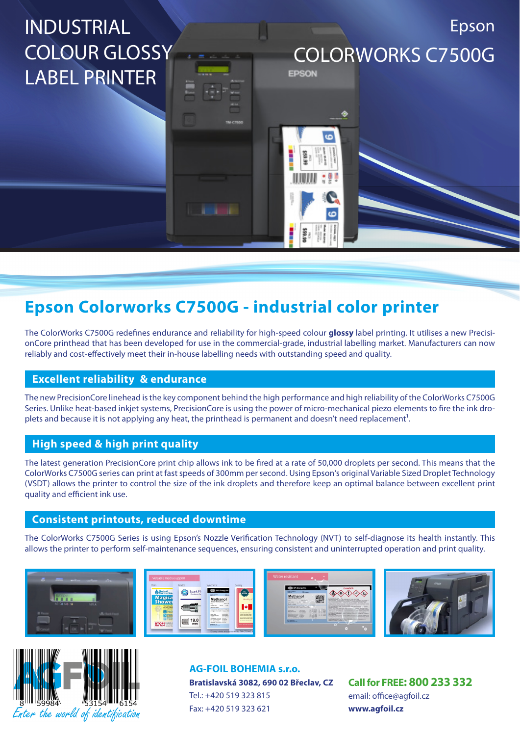# INDUSTRIAL COLOUR GLOSSY LABEL PRINTER

Epson

COLORWORKS C7500G

## Epson Colorworks C7500G - industrial color printer

The ColorWorks C7500G redefines endurance and reliability for high-speed colour **glossy** label printing. It utilises a new PrecisionCore printhead that has been developed for use in the commercial-grade, industrial labelling market. Manufacturers can now reliably and cost-effectively meet their in-house labelling needs with outstanding speed and quality.

### Excellent reliability & endurance

The new PrecisionCore linehead is the key component behind the high performance and high reliability of the ColorWorks C7500G Series. Unlike heat-based inkjet systems, PrecisionCore is using the power of micro-mechanical piezo elements to fire the ink droplets and because it is not applying any heat, the printhead is permanent and doesn't need replacement[1].

### High speed & high print quality

The latest generation PrecisionCore print chip allows ink to be fired at a rate of 50,000 droplets per second. This means that the ColorWorks C7500G series can print at fast speeds of 300mm per second. Using Epson's original Variable Sized Droplet Technology (VSDT) allows the printer to control the size of the ink droplets and therefore keep an optimal balance between excellent print quality and efficient ink use.

### Consistent printouts, reduced downtime

The ColorWorks C7500G Series is using Epson's Nozzle Verification Technology (NVT) to self-diagnose its health instantly. This allows the printer to perform self-maintenance sequences, ensuring consistent and uninterrupted operation and print quality.

Enter the world of identification

**AG-FOIL BOHEMIA s.r.o.**
**Bratislavská 3082, 690 02 Břeclav, CZ**
Tel.: +420 519 323 815
Fax: +420 519 323 621

**Call for FREE: 800 233 332**
email: office@agfoil.cz
**www.agfoil.cz**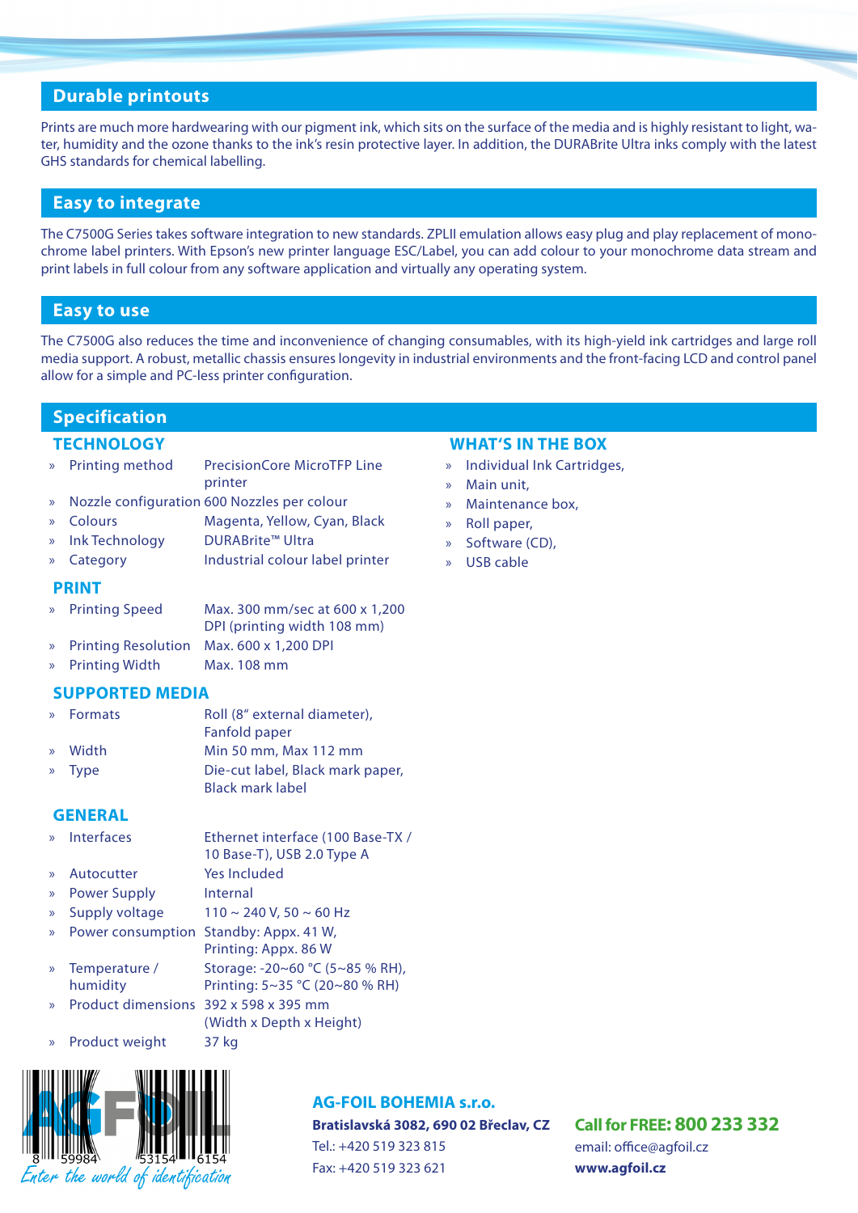## Durable printouts

Prints are much more hardwearing with our pigment ink, which sits on the surface of the media and is highly resistant to light, water, humidity and the ozone thanks to the ink's resin protective layer. In addition, the DURABrite Ultra inks comply with the latest GHS standards for chemical labelling.

## Easy to integrate

The C7500G Series takes software integration to new standards. ZPLII emulation allows easy plug and play replacement of monochrome label printers. With Epson's new printer language ESC/Label, you can add colour to your monochrome data stream and print labels in full colour from any software application and virtually any operating system.

## Easy to use

The C7500G also reduces the time and inconvenience of changing consumables, with its high-yield ink cartridges and large roll media support. A robust, metallic chassis ensures longevity in industrial environments and the front-facing LCD and control panel allow for a simple and PC-less printer configuration.

## Specification

### TECHNOLOGY

| | |
|---|---|
| Printing method | PrecisionCore MicroTFP Line printer |
| Nozzle configuration | 600 Nozzles per colour |
| Colours | Magenta, Yellow, Cyan, Black |
| Ink Technology | DURABrite™ Ultra |
| Category | Industrial colour label printer |

### PRINT

| | |
|---|---|
| Printing Speed | Max. 300 mm/sec at 600 x 1,200 DPI (printing width 108 mm) |
| Printing Resolution | Max. 600 x 1,200 DPI |
| Printing Width | Max. 108 mm |

### SUPPORTED MEDIA

| | |
|---|---|
| Formats | Roll (8" external diameter), Fanfold paper |
| Width | Min 50 mm, Max 112 mm |
| Type | Die-cut label, Black mark paper, Black mark label |

### GENERAL

| | |
|---|---|
| Interfaces | Ethernet interface (100 Base-TX / 10 Base-T), USB 2.0 Type A |
| Autocutter | Yes Included |
| Power Supply | Internal |
| Supply voltage | 110 ~ 240 V, 50 ~ 60 Hz |
| Power consumption | Standby: Appx. 41 W, Printing: Appx. 86 W |
| Temperature / humidity | Storage: -20~60 °C (5~85 % RH), Printing: 5~35 °C (20~80 % RH) |
| Product dimensions | 392 x 598 x 395 mm (Width x Depth x Height) |
| Product weight | 37 kg |

### WHAT'S IN THE BOX

- Individual Ink Cartridges,
- Main unit,
- Maintenance box,
- Roll paper,
- Software (CD),
- USB cable

AGFOIL
8 59984 53154 6154
*Enter the world of identification*

**AG-FOIL BOHEMIA s.r.o.**
**Bratislavská 3082, 690 02 Břeclav, CZ**
Tel.: +420 519 323 815
Fax: +420 519 323 621

**Call for FREE: 800 233 332**
email: office@agfoil.cz
**www.agfoil.cz**